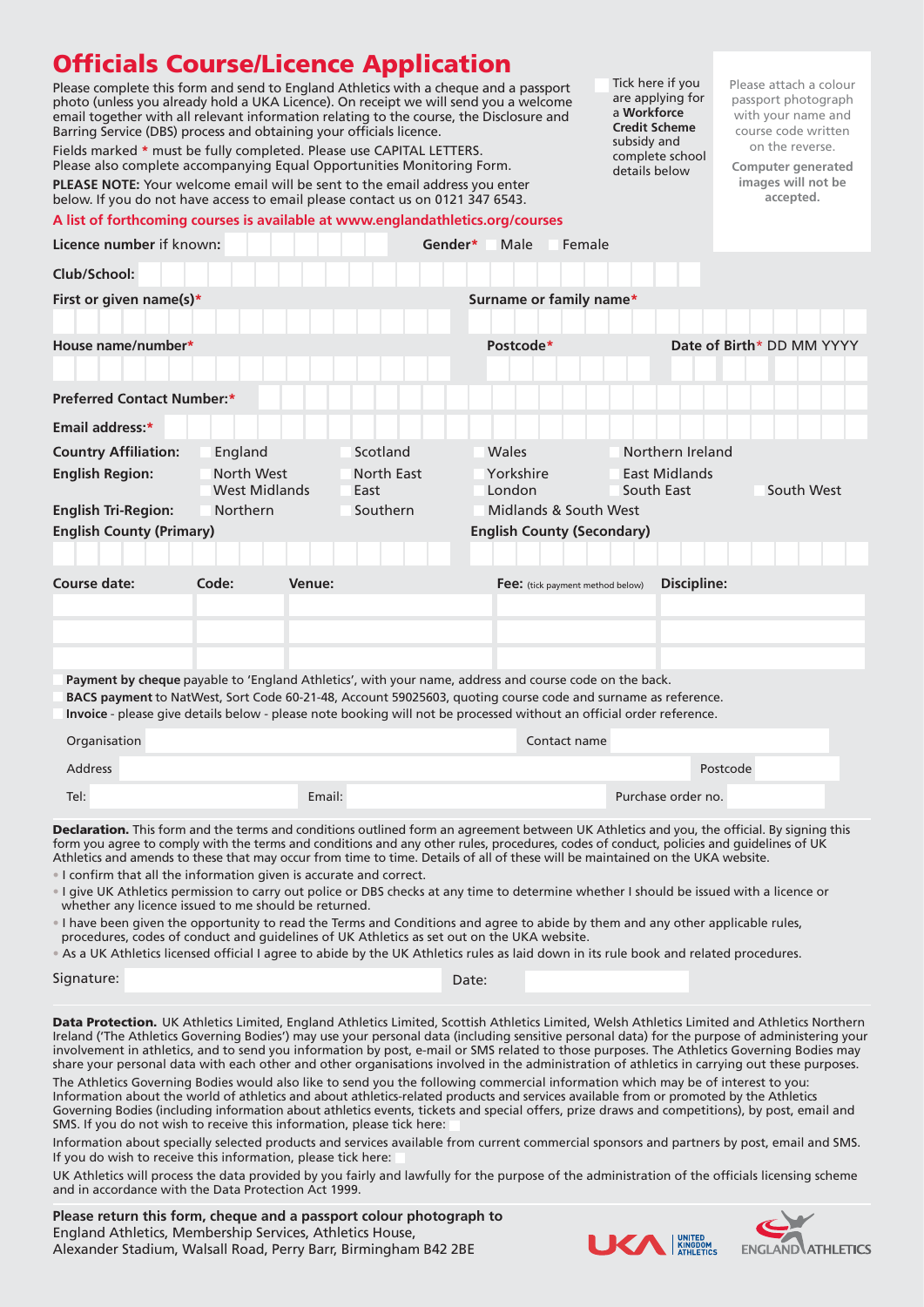# Officials Course/Licence Application

Please complete this form and send to England Athletics with a cheque and a passport photo (unless you already hold a UKA Licence). On receipt we will send you a welcome email together with all relevant information relating to the course, the Disclosure and Barring Service (DBS) process and obtaining your officials licence.

Fields marked * must be fully completed. Please use CAPITAL LETTERS.
Please also complete accompanying Equal Opportunities Monitoring Form.

**PLEASE NOTE:** Your welcome email will be sent to the email address you enter below. If you do not have access to an email please contact us on 0121 347 6543.

A list of forthcoming courses is available at www.englandathletics.org/courses

☐ Tick here if you are applying for a **Workforce Credit Scheme** subsidy and complete school details below

Please attach a colour passport photograph with your name and course code written on the reverse.

**Computer generated images will not be accepted.**

**Licence number** if known: **Gender*** ☐ Male ☐ Female

**Club/School:**

**First or given name(s)*** **Surname or family name***

**House name/number*** **Postcode*** **Date of Birth*** DD MM YYYY

**Preferred Contact Number:***

**Email address:***

**Country Affiliation:** ☐ England ☐ Scotland ☐ Wales ☐ Northern Ireland

**English Region:** ☐ North West ☐ North East ☐ Yorkshire ☐ East Midlands ☐ West Midlands ☐ East ☐ London ☐ South East ☐ South West

**English Tri-Region:** ☐ Northern ☐ Southern ☐ Midlands & South West

**English County (Primary)** **English County (Secondary)**

| Course date: | Code: | Venue: | Fee: (tick payment method below) | Discipline: |
|---|---|---|---|---|
| | | | | |
| | | | | |
| | | | | |

☐ **Payment by cheque** payable to 'England Athletics', with your name, address and course code on the back.
☐ **BACS payment** to NatWest, Sort Code 60-21-48, Account 59025603, quoting course code and surname as reference.
☐ **Invoice** - please give details below - please note booking will not be processed without an official order reference.

Organisation Contact name

Address Postcode

Tel: Email: Purchase order no.

**Declaration.** This form and the terms and conditions outlined form an agreement between UK Athletics and you, the official. By signing this form you agree to comply with the terms and conditions and any other rules, procedures, codes of conduct, policies and guidelines of UK Athletics and amends to these that may occur from time to time. Details of all of these will be maintained on the UKA website.

- I confirm that all the information given is accurate and correct.
- I give UK Athletics permission to carry out police or DBS checks at any time to determine whether I should be issued with a licence or whether any licence issued to me should be returned.
- I have been given the opportunity to read the Terms and Conditions and agree to abide by them and any other applicable rules, procedures, codes of conduct and guidelines of UK Athletics as set out on the UKA website.
- As a UK Athletics licensed official I agree to abide by the UK Athletics rules as laid down in its rule book and related procedures.

Signature: Date:

**Data Protection.** UK Athletics Limited, England Athletics Limited, Scottish Athletics Limited, Welsh Athletics Limited and Athletics Northern Ireland ('The Athletics Governing Bodies') may use your personal data (including sensitive personal data) for the purpose of administering your involvement in athletics, and to send you information by post, e-mail or SMS related to those purposes. The Athletics Governing Bodies may share your personal data with each other and other organisations involved in the administration of athletics in carrying out these purposes.

The Athletics Governing Bodies would also like to send you the following commercial information which may be of interest to you: Information about the world of athletics and about athletics-related products and services available from or promoted by the Athletics Governing Bodies (including information about athletics events, tickets and special offers, prize draws and competitions), by post, email and SMS. If you do not wish to receive this information, please tick here: ☐

Information about specially selected products and services available from current commercial sponsors and partners by post, email and SMS. If you do wish to receive this information, please tick here: ☐

UK Athletics will process the data provided by you fairly and lawfully for the purpose of the administration of the officials licensing scheme and in accordance with the Data Protection Act 1999.

**Please return this form, cheque and a passport colour photograph to**
England Athletics, Membership Services, Athletics House,
Alexander Stadium, Walsall Road, Perry Barr, Birmingham B42 2BE

UKA UNITED KINGDOM ATHLETICS ENGLAND ATHLETICS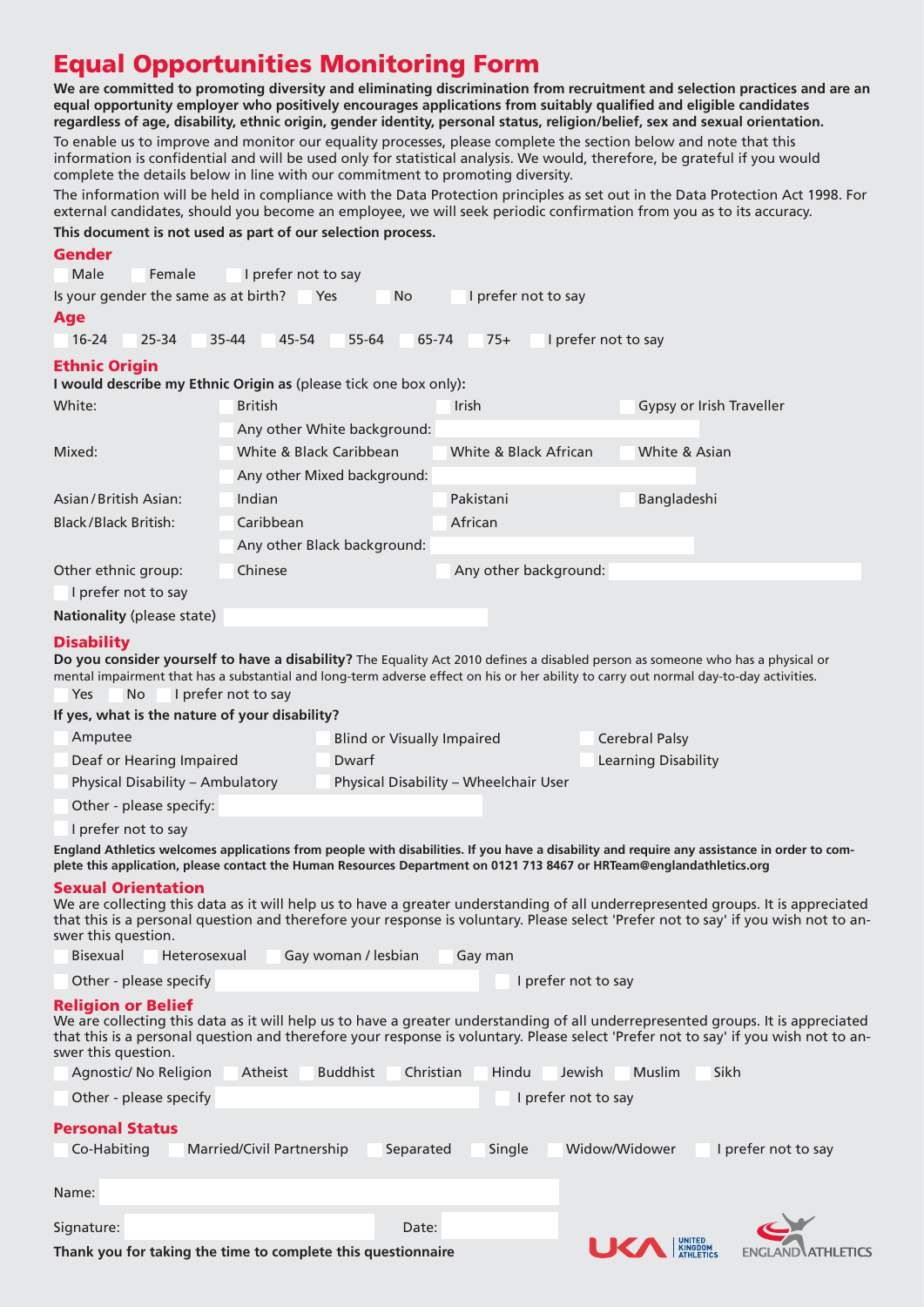# Equal Opportunities Monitoring Form

**We are committed to promoting diversity and eliminating discrimination from recruitment and selection practices and are an equal opportunity employer who positively encourages applications from suitably qualified and eligible candidates regardless of age, disability, ethnic origin, gender identity, personal status, religion/belief, sex and sexual orientation.**

To enable us to improve and monitor our equality processes, please complete the section below and note that this information is confidential and will be used only for statistical analysis. We would, therefore, be grateful if you would complete the details below in line with our commitment to promoting diversity.

The information will be held in compliance with the Data Protection principles as set out in the Data Protection Act 1998. For external candidates, should you become an employee, we will seek periodic confirmation from you as to its accuracy.

**This document is not used as part of our selection process.**

## Gender

☐ Male ☐ Female ☐ I prefer not to say

Is your gender the same as at birth? ☐ Yes ☐ No ☐ I prefer not to say

## Age

☐ 16-24 ☐ 25-34 ☐ 35-44 ☐ 45-54 ☐ 55-64 ☐ 65-74 ☐ 75+ ☐ I prefer not to say

## Ethnic Origin

**I would describe my Ethnic Origin as** (please tick one box only)**:**

| | | | |
|---|---|---|---|
| White: | ☐ British | ☐ Irish | ☐ Gypsy or Irish Traveller |
| | ☐ Any other White background: | | |
| Mixed: | ☐ White & Black Caribbean | ☐ White & Black African | ☐ White & Asian |
| | ☐ Any other Mixed background: | | |
| Asian/British Asian: | ☐ Indian | ☐ Pakistani | ☐ Bangladeshi |
| Black/Black British: | ☐ Caribbean | ☐ African | |
| | ☐ Any other Black background: | | |
| Other ethnic group: | ☐ Chinese | ☐ Any other background: | |

☐ I prefer not to say

**Nationality** (please state)

## Disability

**Do you consider yourself to have a disability?** The Equality Act 2010 defines a disabled person as someone who has a physical or mental impairment that has a substantial and long-term adverse effect on his or her ability to carry out normal day-to-day activities.

☐ Yes ☐ No ☐ I prefer not to say

**If yes, what is the nature of your disability?**

| | | |
|---|---|---|
| ☐ Amputee | ☐ Blind or Visually Impaired | ☐ Cerebral Palsy |
| ☐ Deaf or Hearing Impaired | ☐ Dwarf | ☐ Learning Disability |
| ☐ Physical Disability – Ambulatory | ☐ Physical Disability – Wheelchair User | |

☐ Other - please specify:

☐ I prefer not to say

**England Athletics welcomes applications from people with disabilities. If you have a disability and require any assistance in order to complete this application, please contact the Human Resources Department on 0121 713 8467 or HRTeam@englandathletics.org**

## Sexual Orientation

We are collecting this data as it will help us to have a greater understanding of all underrepresented groups. It is appreciated that this is a personal question and therefore your response is voluntary. Please select 'Prefer not to say' if you wish not to answer this question.

☐ Bisexual ☐ Heterosexual ☐ Gay woman / lesbian ☐ Gay man

☐ Other - please specify ☐ I prefer not to say

## Religion or Belief

We are collecting this data as it will help us to have a greater understanding of all underrepresented groups. It is appreciated that this is a personal question and therefore your response is voluntary. Please select 'Prefer not to say' if you wish not to answer this question.

☐ Agnostic/ No Religion ☐ Atheist ☐ Buddhist ☐ Christian ☐ Hindu ☐ Jewish ☐ Muslim ☐ Sikh

☐ Other - please specify ☐ I prefer not to say

## Personal Status

☐ Co-Habiting ☐ Married/Civil Partnership ☐ Separated ☐ Single ☐ Widow/Widower ☐ I prefer not to say

Name:

Signature: Date:

**Thank you for taking the time to complete this questionnaire**

UKA UNITED KINGDOM ATHLETICS ENGLAND ATHLETICS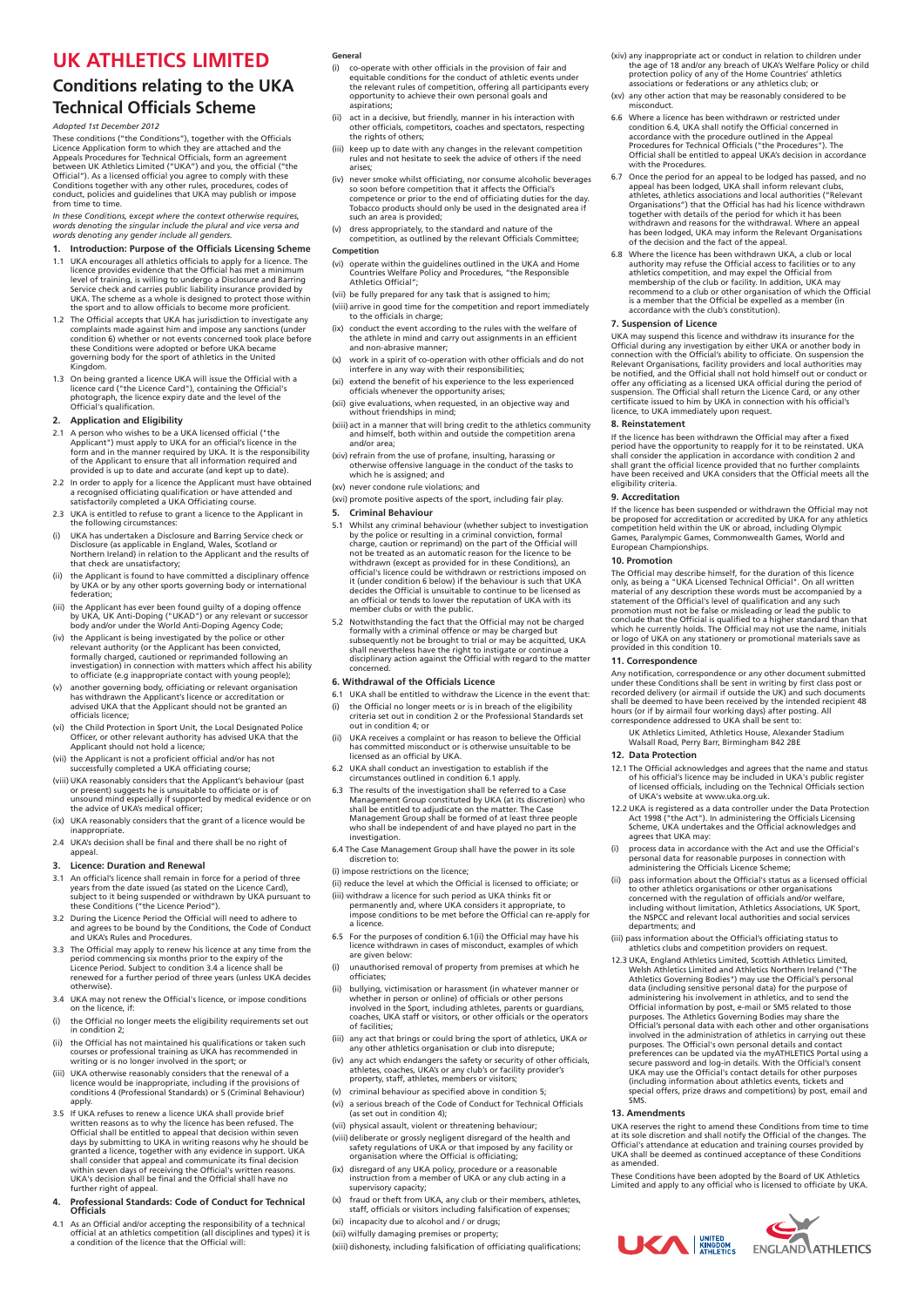# UK ATHLETICS LIMITED

## Conditions relating to the UKA Technical Officials Scheme

*Adopted 1st December 2012*

These conditions ("the Conditions"), together with the Officials Licence Application form to which they are attached and the Appeals Procedures for Technical Officials, form an agreement between UK Athletics Limited ("UKA") and you, the official ("the Official"). As a licensed official you agree to comply with these Conditions together with any other rules, procedures, codes of conduct, policies and guidelines that UKA may publish or impose from time to time.

*In these Conditions, except where the context otherwise requires, words denoting the singular include the plural and vice versa and words denoting any gender include all genders.*

### 1. Introduction: Purpose of the Officials Licensing Scheme

1.1 UKA encourages all athletics officials to apply for a licence. The licence provides evidence that the Official has met a minimum level of training, is willing to undergo a Disclosure and Barring Service check and carries public liability insurance provided by UKA. The scheme as a whole is designed to protect those within the sport and to allow officials to become more proficient.

1.2 The Official accepts that UKA has jurisdiction to investigate any complaints made against him and impose any sanctions (under condition 6) whether or not events concerned took place before these Conditions were adopted or before UKA became governing body for the sport of athletics in the United Kingdom.

1.3 On being granted a licence UKA will issue the Official with a licence card ("the Licence Card"), containing the Official's photograph, the licence expiry date and the level of the Official's qualification.

### 2. Application and Eligibility

2.1 A person who wishes to be a UKA licensed official ("the Applicant") must apply to UKA for an official's licence in the form and in the manner required by UKA. It is the responsibility of the Applicant to ensure that all information required and provided is up to date and accurate (and kept up to date).

2.2 In order to apply for a licence the Applicant must have obtained a recognised officiating qualification or have attended and satisfactorily completed a UKA Officiating course.

2.3 UKA is entitled to refuse to grant a licence to the Applicant in the following circumstances:

(i) UKA has undertaken a Disclosure and Barring Service check or Disclosure (as applicable in England, Wales, Scotland or Northern Ireland) in relation to the Applicant and the results of that check are unsatisfactory;

(ii) the Applicant is found to have committed a disciplinary offence by UKA or by any other sports governing body or international federation;

(iii) the Applicant has ever been found guilty of a doping offence by UKA, UK Anti-Doping ("UKAD") or any relevant or successor body and/or under the World Anti-Doping Agency Code;

(iv) the Applicant is being investigated by the police or other relevant authority (or the Applicant has been convicted, formally charged, cautioned or reprimanded following an investigation) in connection with matters which affect his ability to officiate (e.g inappropriate contact with young people);

(v) another governing body, officiating or relevant organisation has withdrawn the Applicant's licence or accreditation or advised UKA that the Applicant should not be granted an officials licence;

(vi) the Child Protection in Sport Unit, the Local Designated Police Officer, or other relevant authority has advised UKA that the Applicant should not hold a licence;

(vii) the Applicant is not a proficient official and/or has not successfully completed a UKA officiating course;

(viii) UKA reasonably considers that the Applicant's behaviour (past or present) suggests he is unsuitable to officiate or is of unsound mind especially if supported by medical evidence or on the advice of UKA's medical officer;

(ix) UKA reasonably considers that the grant of a licence would be inappropriate.

2.4 UKA's decision shall be final and there shall be no right of appeal.

### 3. Licence: Duration and Renewal

3.1 An official's licence shall remain in force for a period of three years from the date issued (as stated on the Licence Card), subject to it being suspended or withdrawn by UKA pursuant to these Conditions ("the Licence Period").

3.2 During the Licence Period the Official will need to adhere to and agrees to be bound by the Conditions, the Code of Conduct and UKA's Rules and Procedures.

3.3 The Official may apply to renew his licence at any time from the period commencing six months prior to the expiry of the Licence Period. Subject to condition 3.4 a licence shall be renewed for a further period of three years (unless UKA decides otherwise).

3.4 UKA may not renew the Official's licence, or impose conditions on the licence, if:

(i) the Official no longer meets the eligibility requirements set out in condition 2;

(ii) the Official has not maintained his qualifications or taken such courses or professional training as UKA has recommended in writing or is no longer involved in the sport; or

(iii) UKA otherwise reasonably considers that the renewal of a licence would be inappropriate, including if the provisions of conditions 4 (Professional Standards) or 5 (Criminal Behaviour) apply.

3.5 If UKA refuses to renew a licence UKA shall provide brief written reasons as to why the licence has been refused. The Official shall be entitled to appeal that decision within seven days by submitting to UKA in writing reasons why he should be granted a licence, together with any evidence in support. UKA shall consider that appeal and communicate its final decision within seven days of receiving the Official's written reasons. UKA's decision shall be final and the Official shall have no further right of appeal.

### 4. Professional Standards: Code of Conduct for Technical Officials

4.1 As an Official and/or accepting the responsibility of a technical official at an athletics competition (all disciplines and types) it is a condition of the licence that the Official will:

**General**

(i) co-operate with other officials in the provision of fair and equitable conditions for the conduct of athletic events under the relevant rules of competition, offering all participants every opportunity to achieve their own personal goals and aspirations;

(ii) act in a decisive, but friendly, manner in his interaction with other officials, competitors, coaches and spectators, respecting the rights of others;

(iii) keep up to date with any changes in the relevant competition rules and not hesitate to seek the advice of others if the need arises;

(iv) never smoke whilst officiating, nor consume alcoholic beverages so soon before competition that it affects the Official's competence or prior to the end of officiating duties for the day. Tobacco products should only be used in the designated area if such an area is provided;

(v) dress appropriately, to the standard and nature of the competition, as outlined by the relevant Officials Committee;

**Competition**

(vi) operate within the guidelines outlined in the UKA and Home Countries Welfare Policy and Procedures, "the Responsible Athletics Official";

(vii) be fully prepared for any task that is assigned to him;

(viii) arrive in good time for the competition and report immediately to the officials in charge;

(ix) conduct the event according to the rules with the welfare of the athlete in mind and carry out assignments in an efficient and non-abrasive manner;

(x) work in a spirit of co-operation with other officials and do not interfere in any way with their responsibilities;

(xi) extend the benefit of his experience to the less experienced officials whenever the opportunity arises;

(xii) give evaluations, when requested, in an objective way and without friendships in mind;

(xiii) act in a manner that will bring credit to the athletics community and himself, both within and outside the competition arena and/or area;

(xiv) refrain from the use of profane, insulting, harassing or otherwise offensive language in the conduct of the tasks to which he is assigned; and

(xv) never condone rule violations; and

(xvi) promote positive aspects of the sport, including fair play.

### 5. Criminal Behaviour

5.1 Whilst any criminal behaviour (whether subject to investigation by the police or resulting in a criminal conviction, formal charge, caution or reprimand) on the part of the Official will not be treated as an automatic reason for the licence to be withdrawn (except as provided for in these Conditions), an official's licence could be withdrawn or restrictions imposed on it (under condition 6 below) if the behaviour is such that UKA decides the Official is unsuitable to continue to be licensed as an official or tends to lower the reputation of UKA with its member clubs or with the public.

5.2 Notwithstanding the fact that the Official may not be charged formally with a criminal offence or may be charged but subsequently not be brought to trial or may be acquitted, UKA shall nevertheless have the right to instigate or continue a disciplinary action against the Official with regard to the matter concerned.

### 6. Withdrawal of the Officials Licence

6.1 UKA shall be entitled to withdraw the Licence in the event that:

(i) the Official no longer meets or is in breach of the eligibility criteria set out in condition 2 or the Professional Standards set out in condition 4; or

(ii) UKA receives a complaint or has reason to believe the Official has committed misconduct or is otherwise unsuitable to be licensed as an official by UKA.

6.2 UKA shall conduct an investigation to establish if the circumstances outlined in condition 6.1 apply.

6.3 The results of the investigation shall be referred to a Case Management Group constituted by UKA (at its discretion) who shall be entitled to adjudicate on the matter. The Case Management Group shall be formed of at least three people who shall be independent of and have played no part in the investigation.

6.4 The Case Management Group shall have the power in its sole discretion to:

(i) impose restrictions on the licence;

(ii) reduce the level at which the Official is licensed to officiate; or

(iii) withdraw a licence for such period as UKA thinks fit or permanently and, where UKA considers it appropriate, to impose conditions to be met before the Official can re-apply for a licence.

6.5 For the purposes of condition 6.1(ii) the Official may have his licence withdrawn in cases of misconduct, examples of which are given below:

(i) unauthorised removal of property from premises at which he officiates;

(ii) bullying, victimisation or harassment (in whatever manner or whether in person or online) of officials or other persons involved in the Sport, including athletes, parents or guardians, coaches, UKA staff or visitors, or other officials or the operators of facilities;

(iii) any act that brings or could bring the sport of athletics, UKA or any other athletics organisation or club into disrepute;

(iv) any act which endangers the safety or security of other officials, athletes, coaches, UKA's or any club's or facility provider's property, staff, athletes, members or visitors;

(v) criminal behaviour as specified above in condition 5;

(vi) a serious breach of the Code of Conduct for Technical Officials (as set out in condition 4);

(vii) physical assault, violent or threatening behaviour;

(viii) deliberate or grossly negligent disregard of the health and safety regulations of UKA or that imposed by any facility or organisation where the Official is officiating;

(ix) disregard of any UKA policy, procedure or a reasonable instruction from a member of UKA or any club acting in a supervisory capacity;

(x) fraud or theft from UKA, any club or their members, athletes, staff, officials or visitors including falsification of expenses;

(xi) incapacity due to alcohol and / or drugs;

(xii) wilfully damaging premises or property;

(xiii) dishonesty, including falsification of officiating qualifications;

(xiv) any inappropriate act or conduct in relation to children under the age of 18 and/or any breach of UKA's Welfare Policy or child protection policy of any of the Home Countries' athletics associations or federations or any athletics club; or

(xv) any other action that may be reasonably considered to be misconduct.

6.6 Where a licence has been withdrawn or restricted under condition 6.4, UKA shall notify the Official concerned in accordance with the procedure outlined in the Appeal Procedures for Technical Officials ("the Procedures"). The Official shall be entitled to appeal UKA's decision in accordance with the Procedures.

6.7 Once the period for an appeal to be lodged has passed, and no appeal has been lodged, UKA shall inform relevant clubs, athletes, athletics associations and local authorities ("Relevant Organisations") that the Official has had his licence withdrawn together with details of the period for which it has been withdrawn and reasons for the withdrawal. Where an appeal has been lodged, UKA may inform the Relevant Organisations of the decision and the fact of the appeal.

6.8 Where the licence has been withdrawn UKA, a club or local authority may refuse the Official access to facilities or to any athletics competition, and may expel the Official from membership of the club or facility. In addition, UKA may recommend to a club or other organisation of which the Official is a member that the Official be expelled as a member (in accordance with the club's constitution).

### 7. Suspension of Licence

UKA may suspend this licence and withdraw its insurance for the Official during any investigation by either UKA or another body in connection with the Official's ability to officiate. On suspension the Relevant Organisations, facility providers and local authorities may be notified, and the Official shall not hold himself out or conduct or offer any officiating as a licensed UKA official during the period of suspension. The Official shall return the Licence Card, or any other certificate issued to him by UKA in connection with his official's licence, to UKA immediately upon request.

### 8. Reinstatement

If the licence has been withdrawn the Official may after a fixed period have the opportunity to reapply for it to be reinstated. UKA shall consider the application in accordance with condition 2 and shall grant the official licence provided that no further complaints have been received and UKA considers that the Official meets all the eligibility criteria.

### 9. Accreditation

If the licence has been suspended or withdrawn the Official may not be proposed for accreditation or accredited by UKA for any athletics competition held within the UK or abroad, including Olympic Games, Paralympic Games, Commonwealth Games, World and European Championships.

### 10. Promotion

The Official may describe himself, for the duration of this licence only, as being a "UKA Licensed Technical Official". On all written material of any description these words must be accompanied by a statement of the Official's level of qualification and any such promotion must not be false or misleading or lead the public to conclude that the Official is qualified to a higher standard than that which he currently holds. The Official may not use the name, initials or logo of UKA on any stationery or promotional materials save as provided in this condition 10.

### 11. Correspondence

Any notification, correspondence or any other document submitted under these Conditions shall be sent in writing by first class post or recorded delivery (or airmail if outside the UK) and such documents shall be deemed to have been received by the intended recipient 48 hours (or if by airmail four working days) after posting. All correspondence addressed to UKA shall be sent to:

UK Athletics Limited, Athletics House, Alexander Stadium
Walsall Road, Perry Barr, Birmingham B42 2BE

### 12. Data Protection

12.1 The Official acknowledges and agrees that the name and status of his official's licence may be included in UKA's public register of licensed officials, including on the Technical Officials section of UKA's website at www.uka.org.uk.

12.2 UKA is registered as a data controller under the Data Protection Act 1998 ("the Act"). In administering the Officials Licensing Scheme, UKA undertakes and the Official acknowledges and agrees that UKA may:

(i) process data in accordance with the Act and use the Official's personal data for reasonable purposes in connection with administering the Officials Licence Scheme;

(ii) pass information about the Official's status as a licensed official to other athletics organisations or other organisations concerned with the regulation of officials and/or welfare, including without limitation, Athletics Associations, UK Sport, the NSPCC and relevant local authorities and social services departments; and

(iii) pass information about the Official's officiating status to athletics clubs and competition providers on request.

12.3 UKA, England Athletics Limited, Scottish Athletics Limited, Welsh Athletics Limited and Athletics Northern Ireland ("The Athletics Governing Bodies") may use the Official's personal data (including sensitive personal data) for the purpose of administering his involvement in athletics, and to send the Official information by post, e-mail or SMS related to those purposes. The Athletics Governing Bodies may share the Official's personal data with each other and other organisations involved in the administration of athletics in carrying out these purposes. The Official's own personal details and contact preferences can be updated via the myATHLETICS Portal using a secure password and log-in details. With the Official's consent UKA may use the Official's contact details for other purposes (including information about athletics events, tickets and special offers, prize draws and competitions) by post, email and SMS.

### 13. Amendments

UKA reserves the right to amend these Conditions from time to time at its sole discretion and shall notify the Official of the changes. The Official's attendance at education and training courses provided by UKA shall be deemed as continued acceptance of these Conditions as amended.

These Conditions have been adopted by the Board of UK Athletics Limited and apply to any official who is licensed to officiate by UKA.